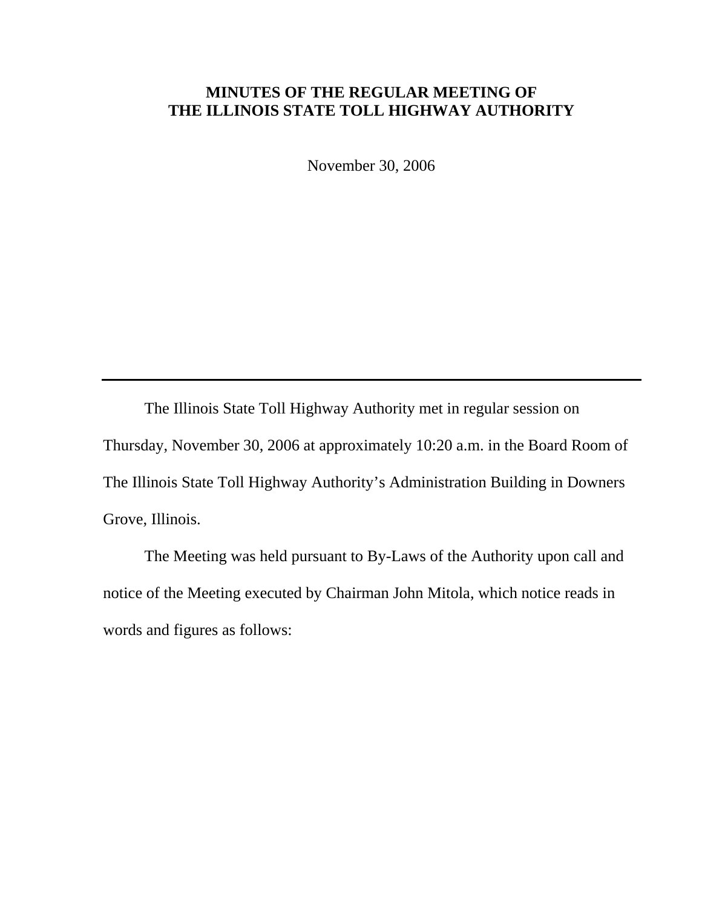# MINUTES OF THE REGULAR MEETING OF THE ILLINOIS STATE TOLL HIGHWAY AUTHORITY

November 30, 2006

---

The Illinois State Toll Highway Authority met in regular session on Thursday, November 30, 2006 at approximately 10:20 a.m. in the Board Room of The Illinois State Toll Highway Authority's Administration Building in Downers Grove, Illinois.

The Meeting was held pursuant to By-Laws of the Authority upon call and notice of the Meeting executed by Chairman John Mitola, which notice reads in words and figures as follows: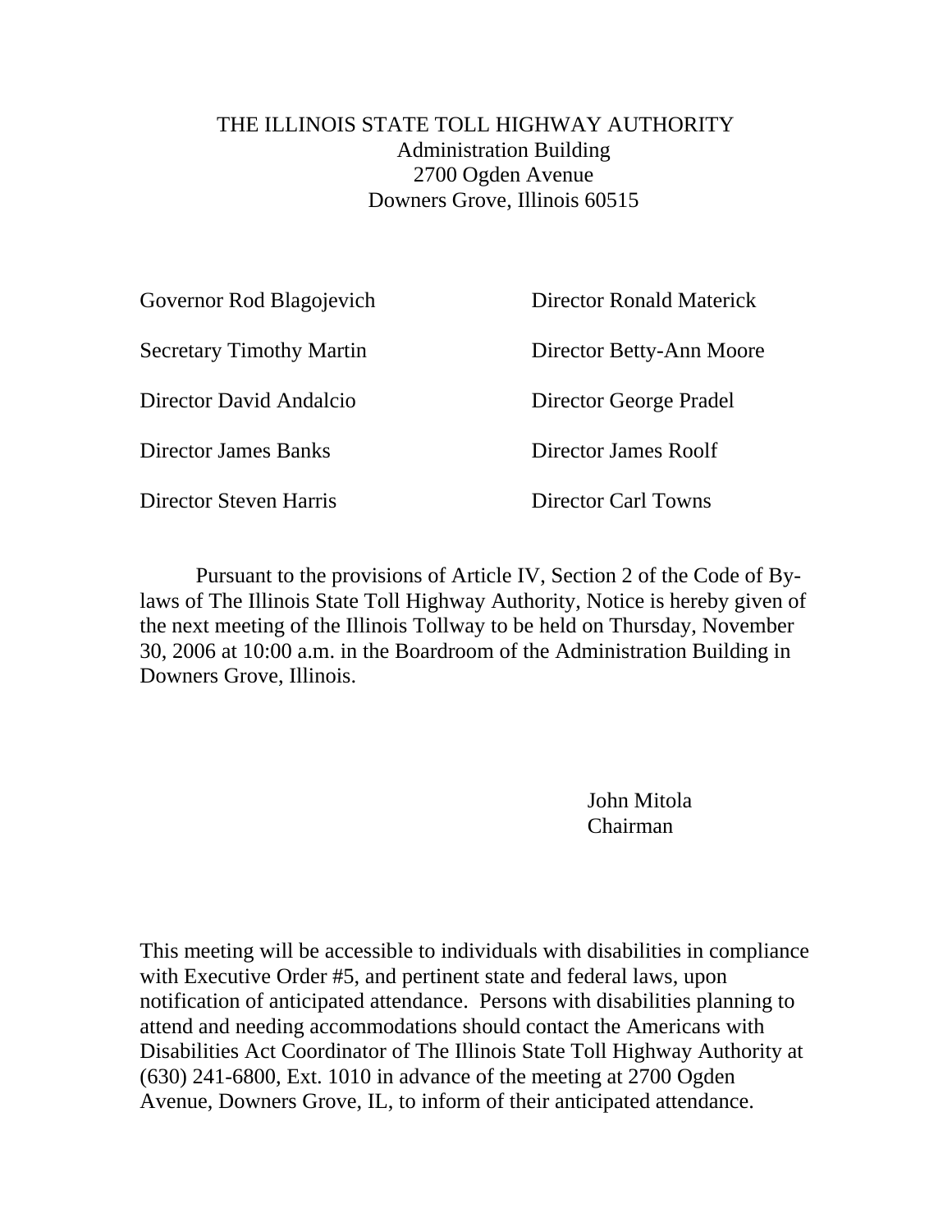THE ILLINOIS STATE TOLL HIGHWAY AUTHORITY
Administration Building
2700 Ogden Avenue
Downers Grove, Illinois 60515

Governor Rod Blagojevich

Secretary Timothy Martin

Director David Andalcio

Director James Banks

Director Steven Harris

Director Ronald Materick

Director Betty-Ann Moore

Director George Pradel

Director James Roolf

Director Carl Towns

Pursuant to the provisions of Article IV, Section 2 of the Code of By-laws of The Illinois State Toll Highway Authority, Notice is hereby given of the next meeting of the Illinois Tollway to be held on Thursday, November 30, 2006 at 10:00 a.m. in the Boardroom of the Administration Building in Downers Grove, Illinois.

John Mitola
Chairman

This meeting will be accessible to individuals with disabilities in compliance with Executive Order #5, and pertinent state and federal laws, upon notification of anticipated attendance. Persons with disabilities planning to attend and needing accommodations should contact the Americans with Disabilities Act Coordinator of The Illinois State Toll Highway Authority at (630) 241-6800, Ext. 1010 in advance of the meeting at 2700 Ogden Avenue, Downers Grove, IL, to inform of their anticipated attendance.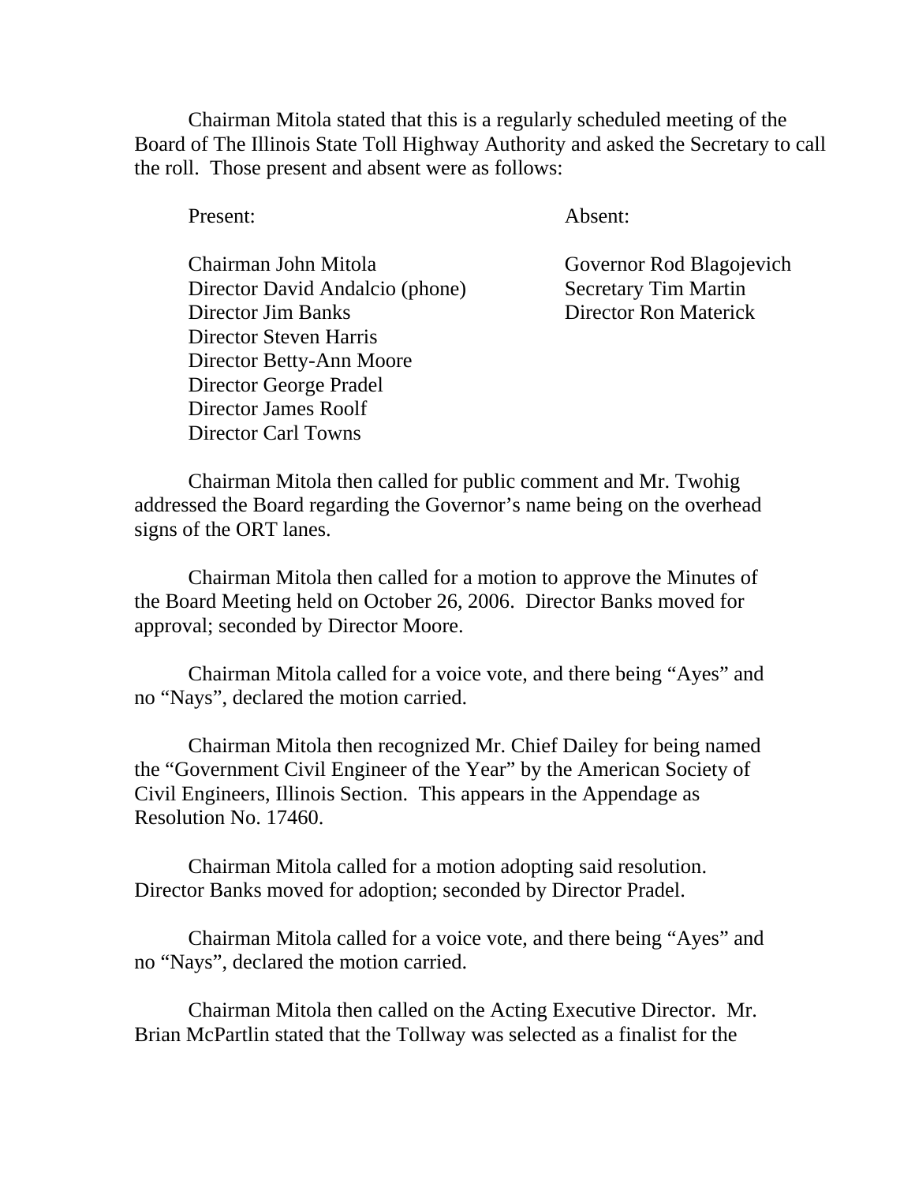Chairman Mitola stated that this is a regularly scheduled meeting of the Board of The Illinois State Toll Highway Authority and asked the Secretary to call the roll. Those present and absent were as follows:

| Present: | Absent: |
|---|---|
| Chairman John Mitola | Governor Rod Blagojevich |
| Director David Andalcio (phone) | Secretary Tim Martin |
| Director Jim Banks | Director Ron Materick |
| Director Steven Harris | |
| Director Betty-Ann Moore | |
| Director George Pradel | |
| Director James Roolf | |
| Director Carl Towns | |

Chairman Mitola then called for public comment and Mr. Twohig addressed the Board regarding the Governor's name being on the overhead signs of the ORT lanes.

Chairman Mitola then called for a motion to approve the Minutes of the Board Meeting held on October 26, 2006. Director Banks moved for approval; seconded by Director Moore.

Chairman Mitola called for a voice vote, and there being "Ayes" and no "Nays", declared the motion carried.

Chairman Mitola then recognized Mr. Chief Dailey for being named the "Government Civil Engineer of the Year" by the American Society of Civil Engineers, Illinois Section. This appears in the Appendage as Resolution No. 17460.

Chairman Mitola called for a motion adopting said resolution. Director Banks moved for adoption; seconded by Director Pradel.

Chairman Mitola called for a voice vote, and there being "Ayes" and no "Nays", declared the motion carried.

Chairman Mitola then called on the Acting Executive Director. Mr. Brian McPartlin stated that the Tollway was selected as a finalist for the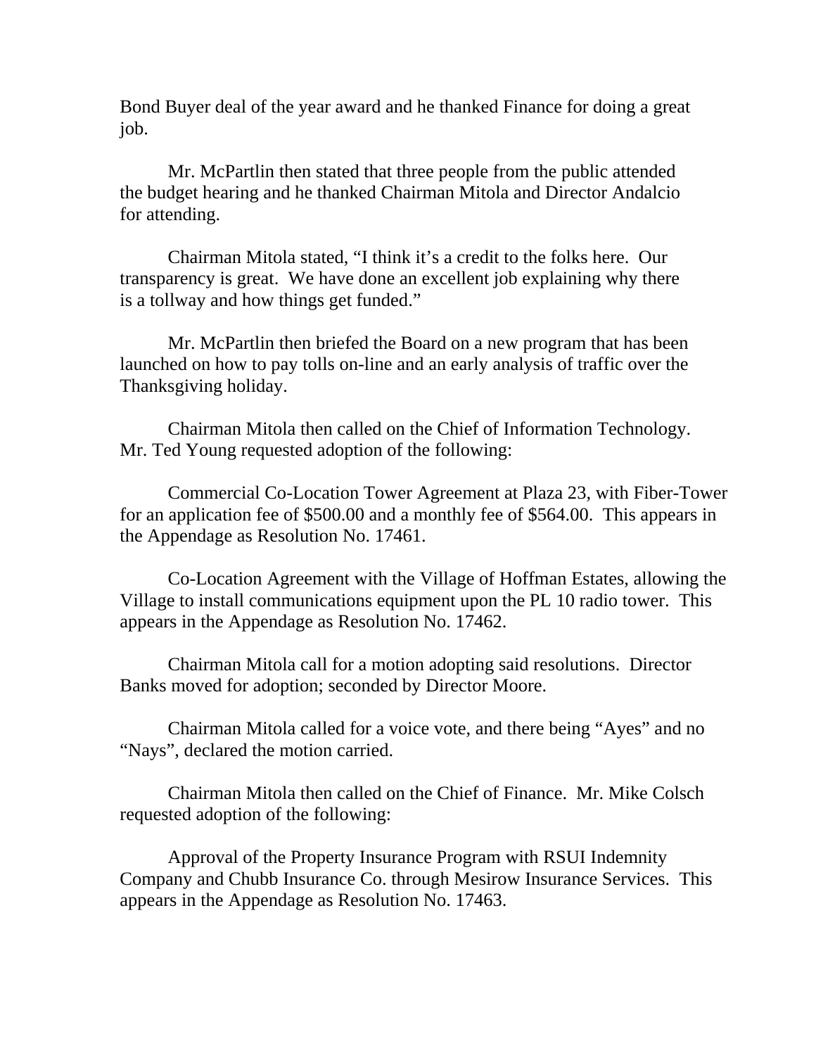Bond Buyer deal of the year award and he thanked Finance for doing a great job.

Mr. McPartlin then stated that three people from the public attended the budget hearing and he thanked Chairman Mitola and Director Andalcio for attending.

Chairman Mitola stated, "I think it's a credit to the folks here. Our transparency is great. We have done an excellent job explaining why there is a tollway and how things get funded."

Mr. McPartlin then briefed the Board on a new program that has been launched on how to pay tolls on-line and an early analysis of traffic over the Thanksgiving holiday.

Chairman Mitola then called on the Chief of Information Technology. Mr. Ted Young requested adoption of the following:

Commercial Co-Location Tower Agreement at Plaza 23, with Fiber-Tower for an application fee of $500.00 and a monthly fee of $564.00. This appears in the Appendage as Resolution No. 17461.

Co-Location Agreement with the Village of Hoffman Estates, allowing the Village to install communications equipment upon the PL 10 radio tower. This appears in the Appendage as Resolution No. 17462.

Chairman Mitola call for a motion adopting said resolutions. Director Banks moved for adoption; seconded by Director Moore.

Chairman Mitola called for a voice vote, and there being "Ayes" and no "Nays", declared the motion carried.

Chairman Mitola then called on the Chief of Finance. Mr. Mike Colsch requested adoption of the following:

Approval of the Property Insurance Program with RSUI Indemnity Company and Chubb Insurance Co. through Mesirow Insurance Services. This appears in the Appendage as Resolution No. 17463.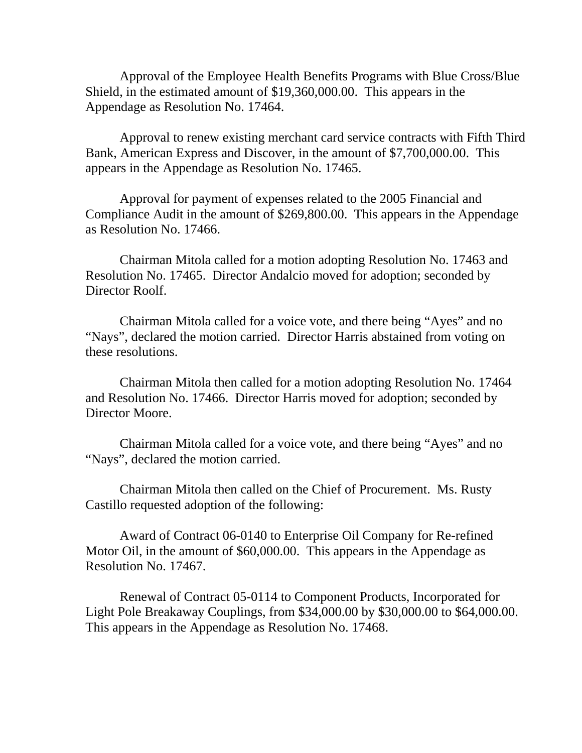Approval of the Employee Health Benefits Programs with Blue Cross/Blue Shield, in the estimated amount of $19,360,000.00. This appears in the Appendage as Resolution No. 17464.

Approval to renew existing merchant card service contracts with Fifth Third Bank, American Express and Discover, in the amount of $7,700,000.00. This appears in the Appendage as Resolution No. 17465.

Approval for payment of expenses related to the 2005 Financial and Compliance Audit in the amount of $269,800.00. This appears in the Appendage as Resolution No. 17466.

Chairman Mitola called for a motion adopting Resolution No. 17463 and Resolution No. 17465. Director Andalcio moved for adoption; seconded by Director Roolf.

Chairman Mitola called for a voice vote, and there being "Ayes" and no "Nays", declared the motion carried. Director Harris abstained from voting on these resolutions.

Chairman Mitola then called for a motion adopting Resolution No. 17464 and Resolution No. 17466. Director Harris moved for adoption; seconded by Director Moore.

Chairman Mitola called for a voice vote, and there being "Ayes" and no "Nays", declared the motion carried.

Chairman Mitola then called on the Chief of Procurement. Ms. Rusty Castillo requested adoption of the following:

Award of Contract 06-0140 to Enterprise Oil Company for Re-refined Motor Oil, in the amount of $60,000.00. This appears in the Appendage as Resolution No. 17467.

Renewal of Contract 05-0114 to Component Products, Incorporated for Light Pole Breakaway Couplings, from $34,000.00 by $30,000.00 to $64,000.00. This appears in the Appendage as Resolution No. 17468.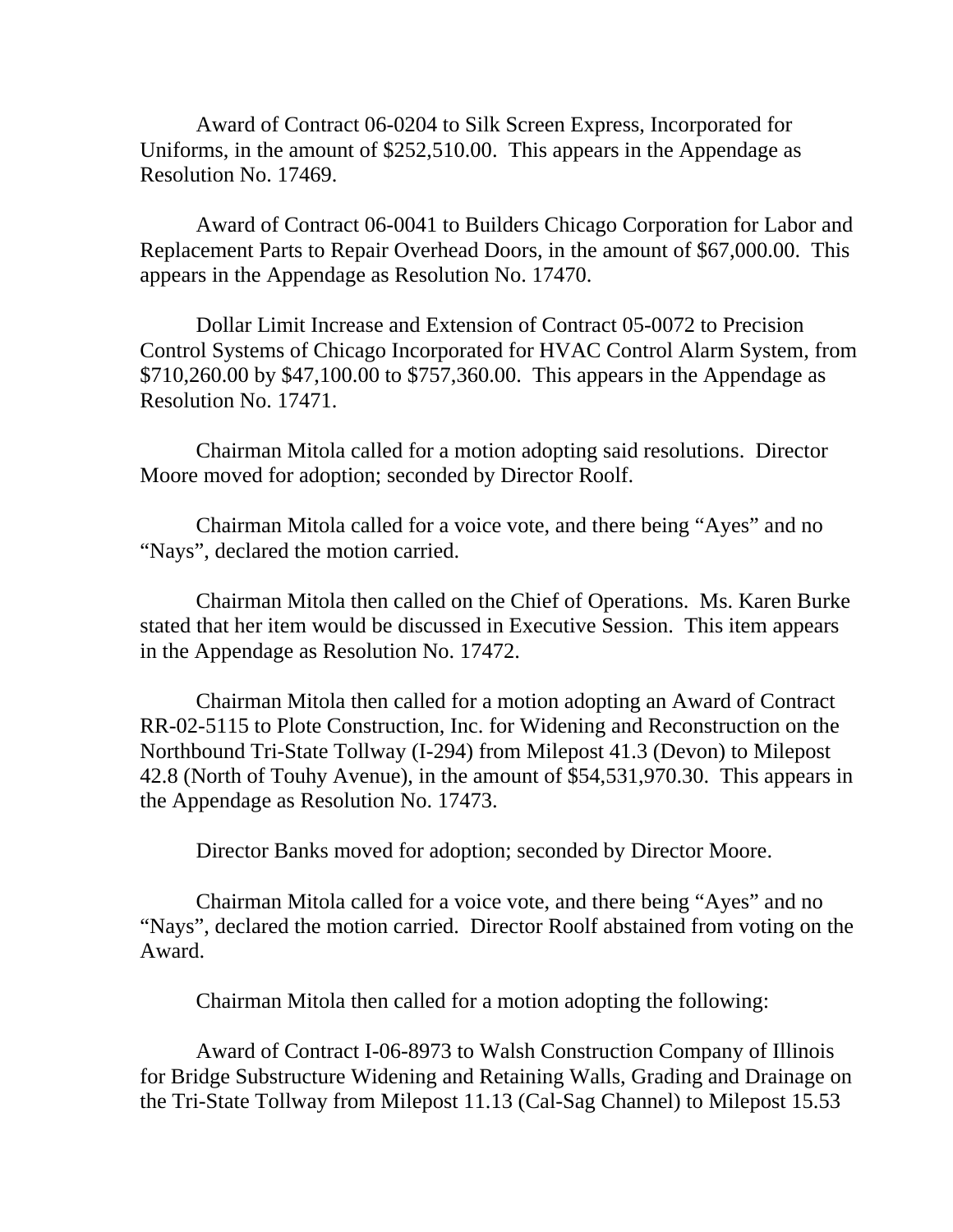Award of Contract 06-0204 to Silk Screen Express, Incorporated for Uniforms, in the amount of $252,510.00. This appears in the Appendage as Resolution No. 17469.

Award of Contract 06-0041 to Builders Chicago Corporation for Labor and Replacement Parts to Repair Overhead Doors, in the amount of $67,000.00. This appears in the Appendage as Resolution No. 17470.

Dollar Limit Increase and Extension of Contract 05-0072 to Precision Control Systems of Chicago Incorporated for HVAC Control Alarm System, from $710,260.00 by $47,100.00 to $757,360.00. This appears in the Appendage as Resolution No. 17471.

Chairman Mitola called for a motion adopting said resolutions. Director Moore moved for adoption; seconded by Director Roolf.

Chairman Mitola called for a voice vote, and there being "Ayes" and no "Nays", declared the motion carried.

Chairman Mitola then called on the Chief of Operations. Ms. Karen Burke stated that her item would be discussed in Executive Session. This item appears in the Appendage as Resolution No. 17472.

Chairman Mitola then called for a motion adopting an Award of Contract RR-02-5115 to Plote Construction, Inc. for Widening and Reconstruction on the Northbound Tri-State Tollway (I-294) from Milepost 41.3 (Devon) to Milepost 42.8 (North of Touhy Avenue), in the amount of $54,531,970.30. This appears in the Appendage as Resolution No. 17473.

Director Banks moved for adoption; seconded by Director Moore.

Chairman Mitola called for a voice vote, and there being "Ayes" and no "Nays", declared the motion carried. Director Roolf abstained from voting on the Award.

Chairman Mitola then called for a motion adopting the following:

Award of Contract I-06-8973 to Walsh Construction Company of Illinois for Bridge Substructure Widening and Retaining Walls, Grading and Drainage on the Tri-State Tollway from Milepost 11.13 (Cal-Sag Channel) to Milepost 15.53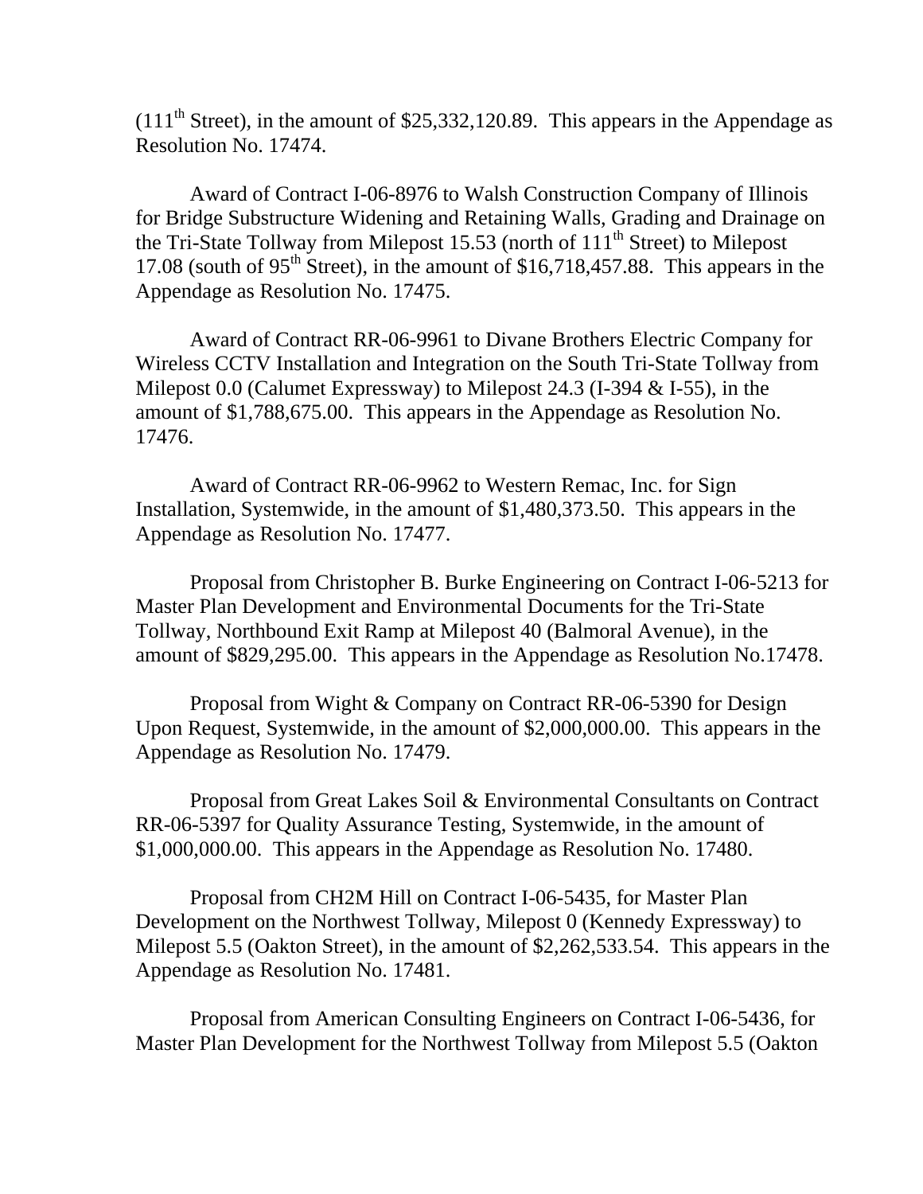(111th Street), in the amount of $25,332,120.89. This appears in the Appendage as Resolution No. 17474.

Award of Contract I-06-8976 to Walsh Construction Company of Illinois for Bridge Substructure Widening and Retaining Walls, Grading and Drainage on the Tri-State Tollway from Milepost 15.53 (north of 111th Street) to Milepost 17.08 (south of 95th Street), in the amount of $16,718,457.88. This appears in the Appendage as Resolution No. 17475.

Award of Contract RR-06-9961 to Divane Brothers Electric Company for Wireless CCTV Installation and Integration on the South Tri-State Tollway from Milepost 0.0 (Calumet Expressway) to Milepost 24.3 (I-394 & I-55), in the amount of $1,788,675.00. This appears in the Appendage as Resolution No. 17476.

Award of Contract RR-06-9962 to Western Remac, Inc. for Sign Installation, Systemwide, in the amount of $1,480,373.50. This appears in the Appendage as Resolution No. 17477.

Proposal from Christopher B. Burke Engineering on Contract I-06-5213 for Master Plan Development and Environmental Documents for the Tri-State Tollway, Northbound Exit Ramp at Milepost 40 (Balmoral Avenue), in the amount of $829,295.00. This appears in the Appendage as Resolution No.17478.

Proposal from Wight & Company on Contract RR-06-5390 for Design Upon Request, Systemwide, in the amount of $2,000,000.00. This appears in the Appendage as Resolution No. 17479.

Proposal from Great Lakes Soil & Environmental Consultants on Contract RR-06-5397 for Quality Assurance Testing, Systemwide, in the amount of $1,000,000.00. This appears in the Appendage as Resolution No. 17480.

Proposal from CH2M Hill on Contract I-06-5435, for Master Plan Development on the Northwest Tollway, Milepost 0 (Kennedy Expressway) to Milepost 5.5 (Oakton Street), in the amount of $2,262,533.54. This appears in the Appendage as Resolution No. 17481.

Proposal from American Consulting Engineers on Contract I-06-5436, for Master Plan Development for the Northwest Tollway from Milepost 5.5 (Oakton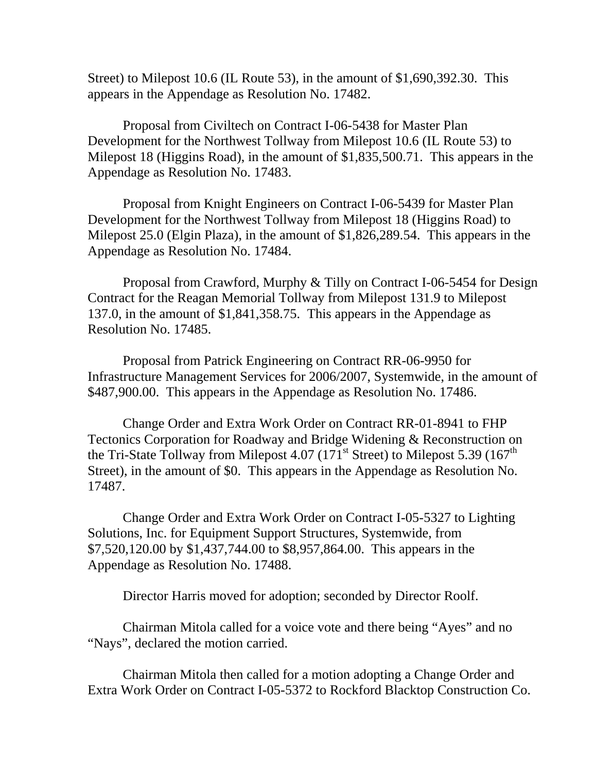Street) to Milepost 10.6 (IL Route 53), in the amount of $1,690,392.30. This appears in the Appendage as Resolution No. 17482.

Proposal from Civiltech on Contract I-06-5438 for Master Plan Development for the Northwest Tollway from Milepost 10.6 (IL Route 53) to Milepost 18 (Higgins Road), in the amount of $1,835,500.71. This appears in the Appendage as Resolution No. 17483.

Proposal from Knight Engineers on Contract I-06-5439 for Master Plan Development for the Northwest Tollway from Milepost 18 (Higgins Road) to Milepost 25.0 (Elgin Plaza), in the amount of $1,826,289.54. This appears in the Appendage as Resolution No. 17484.

Proposal from Crawford, Murphy & Tilly on Contract I-06-5454 for Design Contract for the Reagan Memorial Tollway from Milepost 131.9 to Milepost 137.0, in the amount of $1,841,358.75. This appears in the Appendage as Resolution No. 17485.

Proposal from Patrick Engineering on Contract RR-06-9950 for Infrastructure Management Services for 2006/2007, Systemwide, in the amount of $487,900.00. This appears in the Appendage as Resolution No. 17486.

Change Order and Extra Work Order on Contract RR-01-8941 to FHP Tectonics Corporation for Roadway and Bridge Widening & Reconstruction on the Tri-State Tollway from Milepost 4.07 (171st Street) to Milepost 5.39 (167th Street), in the amount of $0. This appears in the Appendage as Resolution No. 17487.

Change Order and Extra Work Order on Contract I-05-5327 to Lighting Solutions, Inc. for Equipment Support Structures, Systemwide, from $7,520,120.00 by $1,437,744.00 to $8,957,864.00. This appears in the Appendage as Resolution No. 17488.

Director Harris moved for adoption; seconded by Director Roolf.

Chairman Mitola called for a voice vote and there being "Ayes" and no "Nays", declared the motion carried.

Chairman Mitola then called for a motion adopting a Change Order and Extra Work Order on Contract I-05-5372 to Rockford Blacktop Construction Co.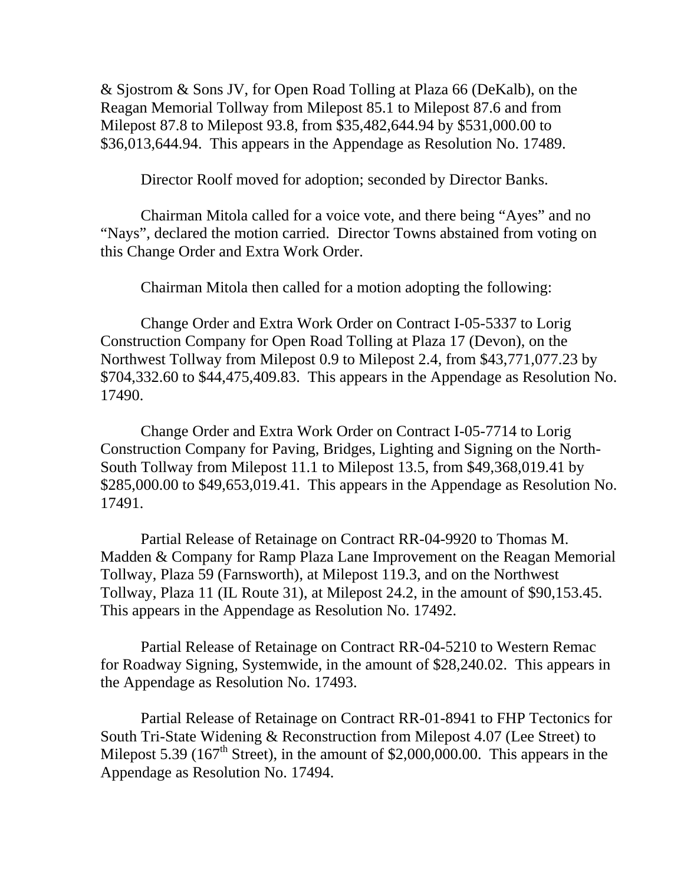& Sjostrom & Sons JV, for Open Road Tolling at Plaza 66 (DeKalb), on the Reagan Memorial Tollway from Milepost 85.1 to Milepost 87.6 and from Milepost 87.8 to Milepost 93.8, from $35,482,644.94 by $531,000.00 to $36,013,644.94. This appears in the Appendage as Resolution No. 17489.

Director Roolf moved for adoption; seconded by Director Banks.

Chairman Mitola called for a voice vote, and there being "Ayes" and no "Nays", declared the motion carried. Director Towns abstained from voting on this Change Order and Extra Work Order.

Chairman Mitola then called for a motion adopting the following:

Change Order and Extra Work Order on Contract I-05-5337 to Lorig Construction Company for Open Road Tolling at Plaza 17 (Devon), on the Northwest Tollway from Milepost 0.9 to Milepost 2.4, from $43,771,077.23 by $704,332.60 to $44,475,409.83. This appears in the Appendage as Resolution No. 17490.

Change Order and Extra Work Order on Contract I-05-7714 to Lorig Construction Company for Paving, Bridges, Lighting and Signing on the North-South Tollway from Milepost 11.1 to Milepost 13.5, from $49,368,019.41 by $285,000.00 to $49,653,019.41. This appears in the Appendage as Resolution No. 17491.

Partial Release of Retainage on Contract RR-04-9920 to Thomas M. Madden & Company for Ramp Plaza Lane Improvement on the Reagan Memorial Tollway, Plaza 59 (Farnsworth), at Milepost 119.3, and on the Northwest Tollway, Plaza 11 (IL Route 31), at Milepost 24.2, in the amount of $90,153.45. This appears in the Appendage as Resolution No. 17492.

Partial Release of Retainage on Contract RR-04-5210 to Western Remac for Roadway Signing, Systemwide, in the amount of $28,240.02. This appears in the Appendage as Resolution No. 17493.

Partial Release of Retainage on Contract RR-01-8941 to FHP Tectonics for South Tri-State Widening & Reconstruction from Milepost 4.07 (Lee Street) to Milepost 5.39 (167th Street), in the amount of $2,000,000.00. This appears in the Appendage as Resolution No. 17494.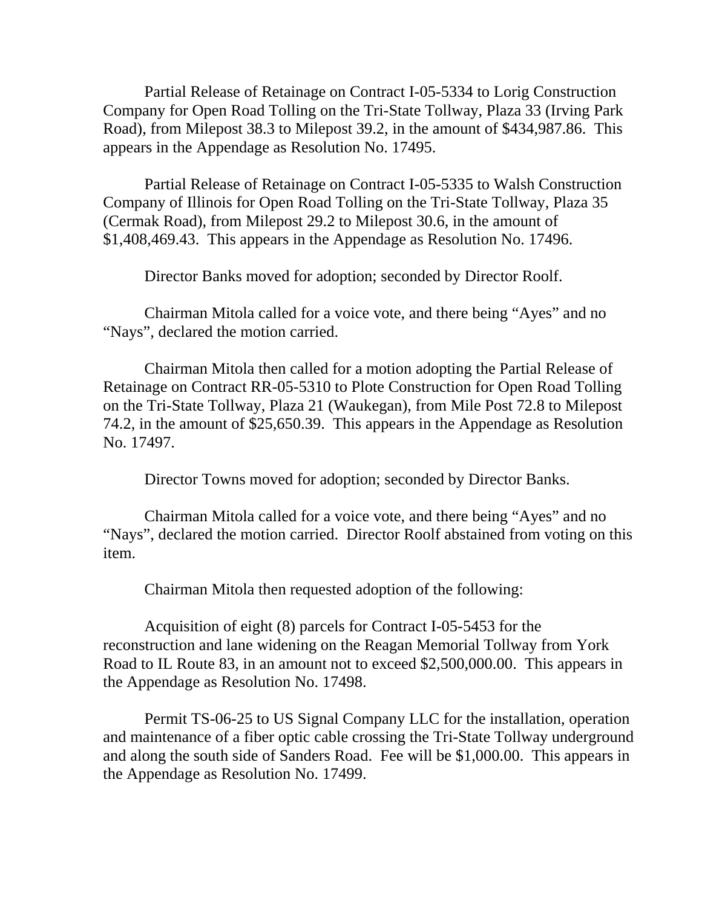Partial Release of Retainage on Contract I-05-5334 to Lorig Construction Company for Open Road Tolling on the Tri-State Tollway, Plaza 33 (Irving Park Road), from Milepost 38.3 to Milepost 39.2, in the amount of $434,987.86. This appears in the Appendage as Resolution No. 17495.

Partial Release of Retainage on Contract I-05-5335 to Walsh Construction Company of Illinois for Open Road Tolling on the Tri-State Tollway, Plaza 35 (Cermak Road), from Milepost 29.2 to Milepost 30.6, in the amount of $1,408,469.43. This appears in the Appendage as Resolution No. 17496.

Director Banks moved for adoption; seconded by Director Roolf.

Chairman Mitola called for a voice vote, and there being "Ayes" and no "Nays", declared the motion carried.

Chairman Mitola then called for a motion adopting the Partial Release of Retainage on Contract RR-05-5310 to Plote Construction for Open Road Tolling on the Tri-State Tollway, Plaza 21 (Waukegan), from Mile Post 72.8 to Milepost 74.2, in the amount of $25,650.39. This appears in the Appendage as Resolution No. 17497.

Director Towns moved for adoption; seconded by Director Banks.

Chairman Mitola called for a voice vote, and there being "Ayes" and no "Nays", declared the motion carried. Director Roolf abstained from voting on this item.

Chairman Mitola then requested adoption of the following:

Acquisition of eight (8) parcels for Contract I-05-5453 for the reconstruction and lane widening on the Reagan Memorial Tollway from York Road to IL Route 83, in an amount not to exceed $2,500,000.00. This appears in the Appendage as Resolution No. 17498.

Permit TS-06-25 to US Signal Company LLC for the installation, operation and maintenance of a fiber optic cable crossing the Tri-State Tollway underground and along the south side of Sanders Road. Fee will be $1,000.00. This appears in the Appendage as Resolution No. 17499.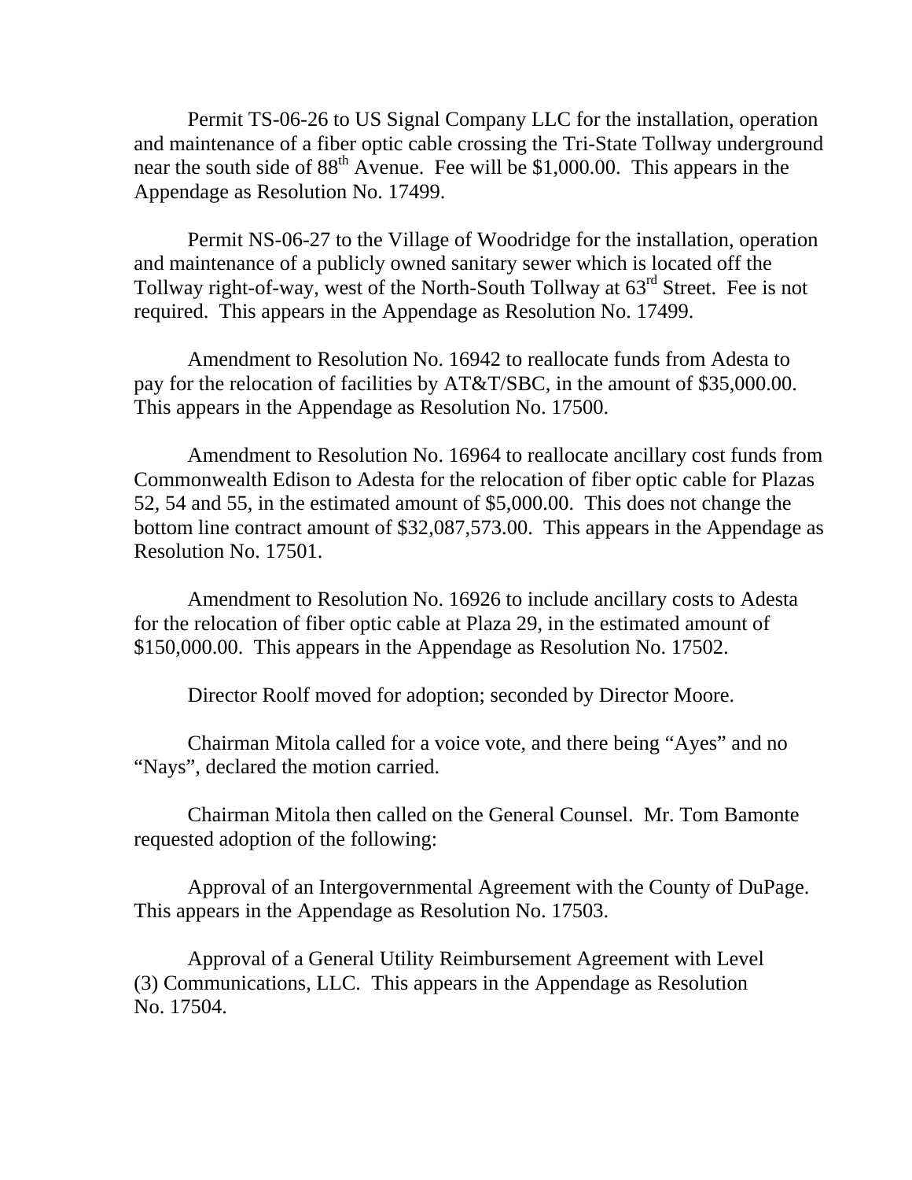Permit TS-06-26 to US Signal Company LLC for the installation, operation and maintenance of a fiber optic cable crossing the Tri-State Tollway underground near the south side of 88th Avenue. Fee will be $1,000.00. This appears in the Appendage as Resolution No. 17499.

Permit NS-06-27 to the Village of Woodridge for the installation, operation and maintenance of a publicly owned sanitary sewer which is located off the Tollway right-of-way, west of the North-South Tollway at 63rd Street. Fee is not required. This appears in the Appendage as Resolution No. 17499.

Amendment to Resolution No. 16942 to reallocate funds from Adesta to pay for the relocation of facilities by AT&T/SBC, in the amount of $35,000.00. This appears in the Appendage as Resolution No. 17500.

Amendment to Resolution No. 16964 to reallocate ancillary cost funds from Commonwealth Edison to Adesta for the relocation of fiber optic cable for Plazas 52, 54 and 55, in the estimated amount of $5,000.00. This does not change the bottom line contract amount of $32,087,573.00. This appears in the Appendage as Resolution No. 17501.

Amendment to Resolution No. 16926 to include ancillary costs to Adesta for the relocation of fiber optic cable at Plaza 29, in the estimated amount of $150,000.00. This appears in the Appendage as Resolution No. 17502.

Director Roolf moved for adoption; seconded by Director Moore.

Chairman Mitola called for a voice vote, and there being "Ayes" and no "Nays", declared the motion carried.

Chairman Mitola then called on the General Counsel. Mr. Tom Bamonte requested adoption of the following:

Approval of an Intergovernmental Agreement with the County of DuPage. This appears in the Appendage as Resolution No. 17503.

Approval of a General Utility Reimbursement Agreement with Level (3) Communications, LLC. This appears in the Appendage as Resolution No. 17504.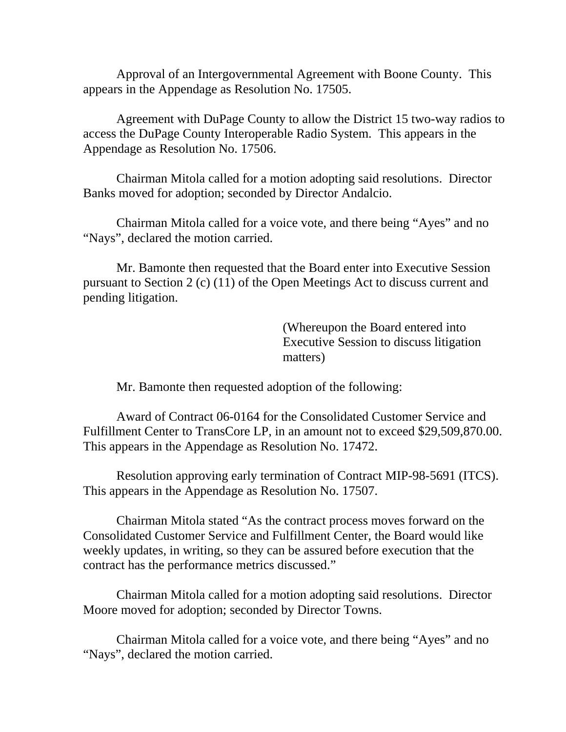Approval of an Intergovernmental Agreement with Boone County. This appears in the Appendage as Resolution No. 17505.

Agreement with DuPage County to allow the District 15 two-way radios to access the DuPage County Interoperable Radio System. This appears in the Appendage as Resolution No. 17506.

Chairman Mitola called for a motion adopting said resolutions. Director Banks moved for adoption; seconded by Director Andalcio.

Chairman Mitola called for a voice vote, and there being "Ayes" and no "Nays", declared the motion carried.

Mr. Bamonte then requested that the Board enter into Executive Session pursuant to Section 2 (c) (11) of the Open Meetings Act to discuss current and pending litigation.

(Whereupon the Board entered into Executive Session to discuss litigation matters)

Mr. Bamonte then requested adoption of the following:

Award of Contract 06-0164 for the Consolidated Customer Service and Fulfillment Center to TransCore LP, in an amount not to exceed $29,509,870.00. This appears in the Appendage as Resolution No. 17472.

Resolution approving early termination of Contract MIP-98-5691 (ITCS). This appears in the Appendage as Resolution No. 17507.

Chairman Mitola stated "As the contract process moves forward on the Consolidated Customer Service and Fulfillment Center, the Board would like weekly updates, in writing, so they can be assured before execution that the contract has the performance metrics discussed."

Chairman Mitola called for a motion adopting said resolutions. Director Moore moved for adoption; seconded by Director Towns.

Chairman Mitola called for a voice vote, and there being "Ayes" and no "Nays", declared the motion carried.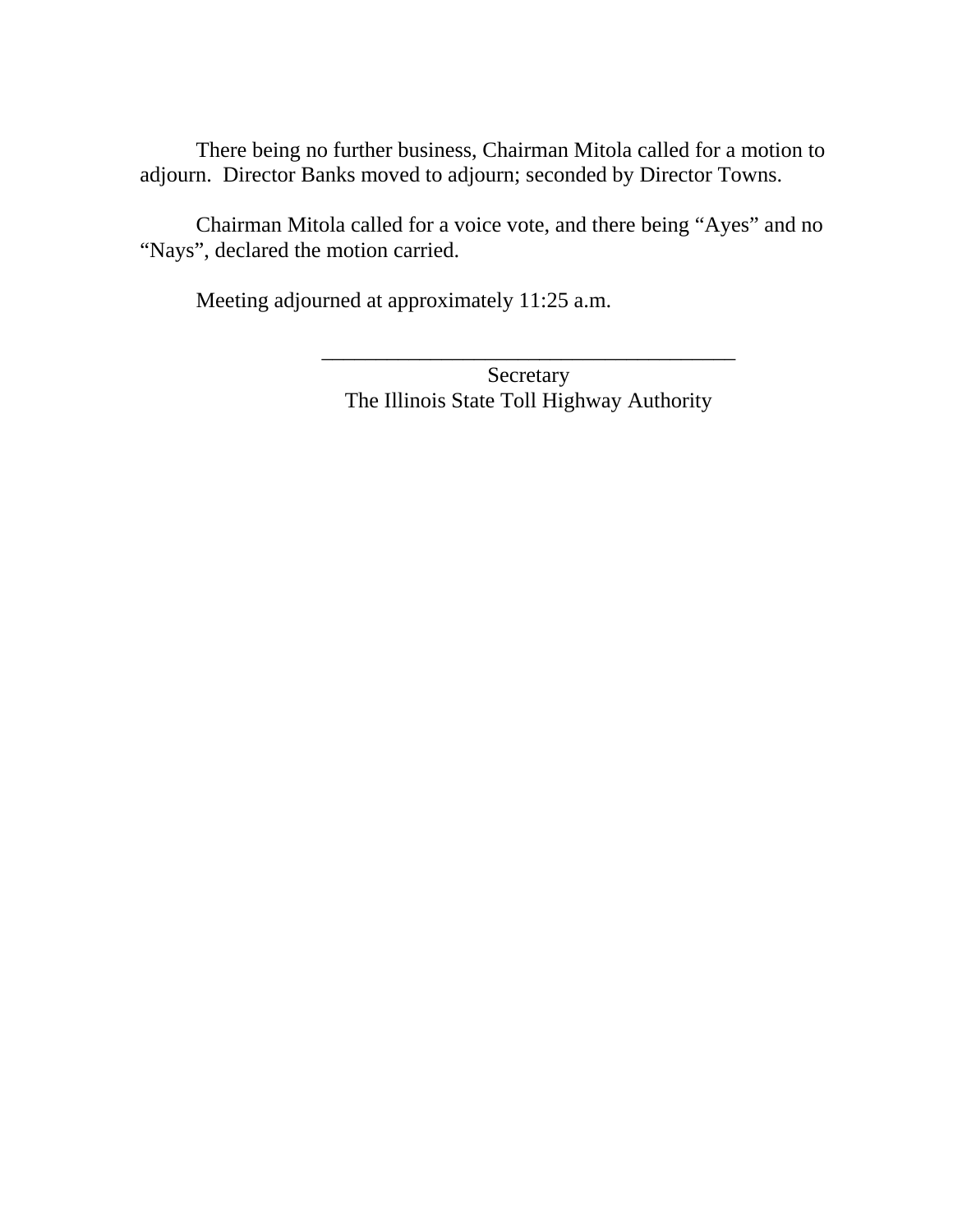There being no further business, Chairman Mitola called for a motion to adjourn. Director Banks moved to adjourn; seconded by Director Towns.

Chairman Mitola called for a voice vote, and there being "Ayes" and no "Nays", declared the motion carried.

Meeting adjourned at approximately 11:25 a.m.

\_\_\_\_\_\_\_\_\_\_\_\_\_\_\_\_\_\_\_\_\_\_\_\_\_\_\_\_\_\_\_\_\_\_\_\_\_\_\_\_

Secretary
The Illinois State Toll Highway Authority